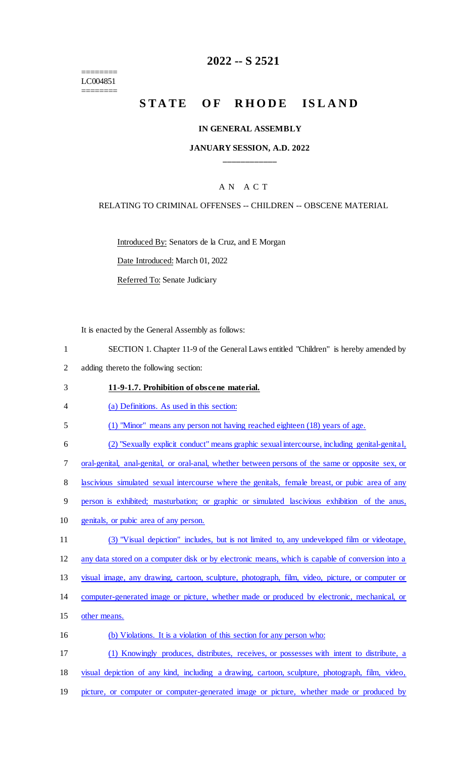========
LC004851
========

# 2022 -- S 2521

# STATE OF RHODE ISLAND

## IN GENERAL ASSEMBLY

### JANUARY SESSION, A.D. 2022

____________

A N A C T

RELATING TO CRIMINAL OFFENSES -- CHILDREN -- OBSCENE MATERIAL

Introduced By: Senators de la Cruz, and E Morgan

Date Introduced: March 01, 2022

Referred To: Senate Judiciary

It is enacted by the General Assembly as follows:

1 SECTION 1. Chapter 11-9 of the General Laws entitled "Children" is hereby amended by
2 adding thereto the following section:

3 **11-9-1.7. Prohibition of obscene material.**

4 (a) Definitions. As used in this section:

5 (1) "Minor" means any person not having reached eighteen (18) years of age.

6 (2) "Sexually explicit conduct" means graphic sexual intercourse, including genital-genital,
7 oral-genital, anal-genital, or oral-anal, whether between persons of the same or opposite sex, or
8 lascivious simulated sexual intercourse where the genitals, female breast, or pubic area of any
9 person is exhibited; masturbation; or graphic or simulated lascivious exhibition of the anus,
10 genitals, or pubic area of any person.

11 (3) "Visual depiction" includes, but is not limited to, any undeveloped film or videotape,
12 any data stored on a computer disk or by electronic means, which is capable of conversion into a
13 visual image, any drawing, cartoon, sculpture, photograph, film, video, picture, or computer or
14 computer-generated image or picture, whether made or produced by electronic, mechanical, or
15 other means.

16 (b) Violations. It is a violation of this section for any person who:

17 (1) Knowingly produces, distributes, receives, or possesses with intent to distribute, a
18 visual depiction of any kind, including a drawing, cartoon, sculpture, photograph, film, video,
19 picture, or computer or computer-generated image or picture, whether made or produced by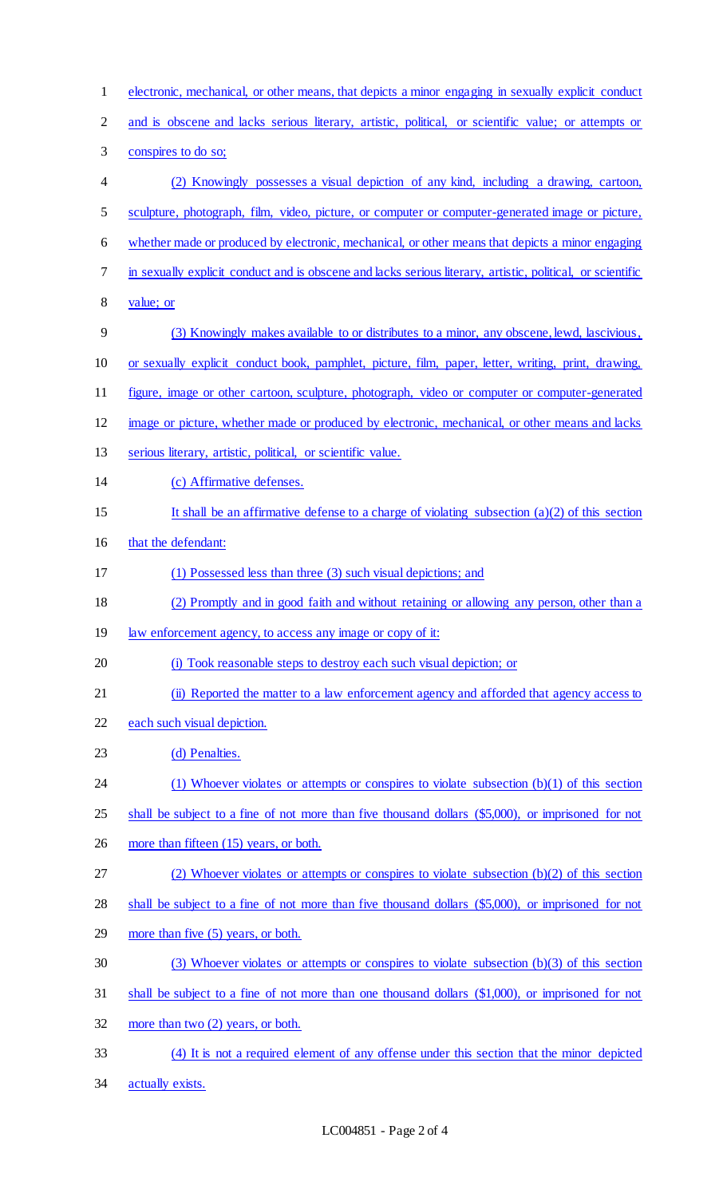electronic, mechanical, or other means, that depicts a minor engaging in sexually explicit conduct and is obscene and lacks serious literary, artistic, political, or scientific value; or attempts or conspires to do so;

(2) Knowingly possesses a visual depiction of any kind, including a drawing, cartoon, sculpture, photograph, film, video, picture, or computer or computer-generated image or picture, whether made or produced by electronic, mechanical, or other means that depicts a minor engaging in sexually explicit conduct and is obscene and lacks serious literary, artistic, political, or scientific value; or

(3) Knowingly makes available to or distributes to a minor, any obscene, lewd, lascivious, or sexually explicit conduct book, pamphlet, picture, film, paper, letter, writing, print, drawing, figure, image or other cartoon, sculpture, photograph, video or computer or computer-generated image or picture, whether made or produced by electronic, mechanical, or other means and lacks serious literary, artistic, political, or scientific value.

(c) Affirmative defenses.

It shall be an affirmative defense to a charge of violating subsection (a)(2) of this section that the defendant:

(1) Possessed less than three (3) such visual depictions; and

(2) Promptly and in good faith and without retaining or allowing any person, other than a law enforcement agency, to access any image or copy of it:

(i) Took reasonable steps to destroy each such visual depiction; or

(ii) Reported the matter to a law enforcement agency and afforded that agency access to each such visual depiction.

(d) Penalties.

(1) Whoever violates or attempts or conspires to violate subsection (b)(1) of this section shall be subject to a fine of not more than five thousand dollars ($5,000), or imprisoned for not more than fifteen (15) years, or both.

(2) Whoever violates or attempts or conspires to violate subsection (b)(2) of this section shall be subject to a fine of not more than five thousand dollars ($5,000), or imprisoned for not more than five (5) years, or both.

(3) Whoever violates or attempts or conspires to violate subsection (b)(3) of this section shall be subject to a fine of not more than one thousand dollars ($1,000), or imprisoned for not more than two (2) years, or both.

(4) It is not a required element of any offense under this section that the minor depicted actually exists.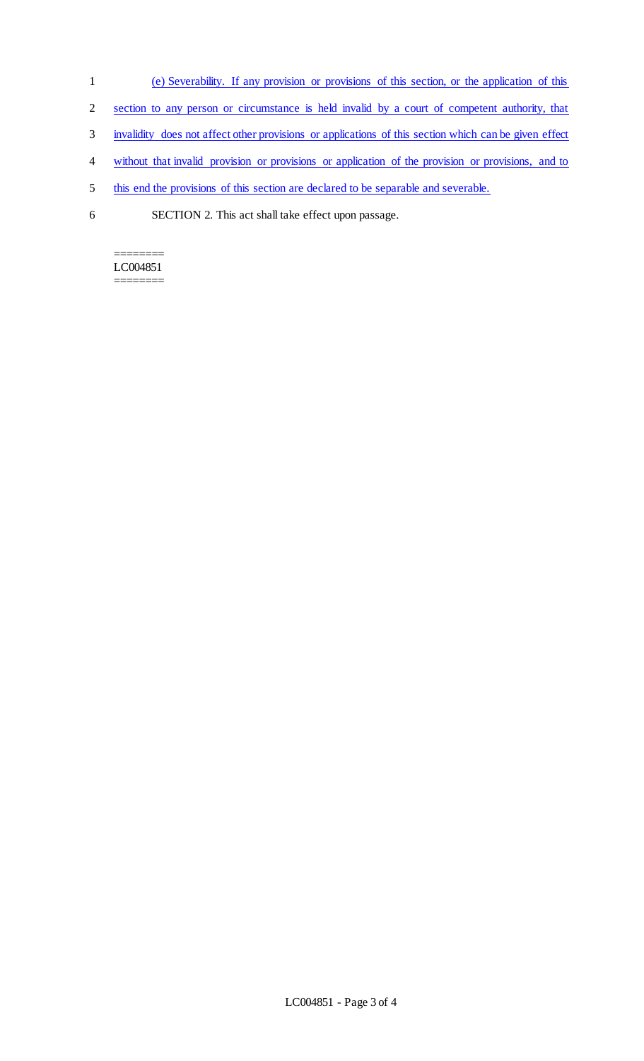(e) Severability. If any provision or provisions of this section, or the application of this section to any person or circumstance is held invalid by a court of competent authority, that invalidity does not affect other provisions or applications of this section which can be given effect without that invalid provision or provisions or application of the provision or provisions, and to this end the provisions of this section are declared to be separable and severable.

SECTION 2. This act shall take effect upon passage.

========
LC004851
========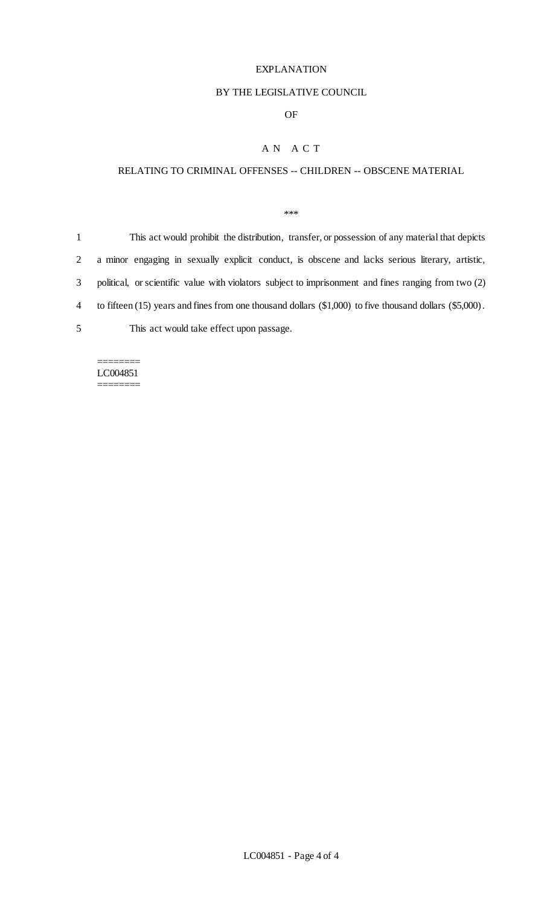EXPLANATION

BY THE LEGISLATIVE COUNCIL

OF

A N A C T

RELATING TO CRIMINAL OFFENSES -- CHILDREN -- OBSCENE MATERIAL

\*\*\*

1 This act would prohibit the distribution, transfer, or possession of any material that depicts
2 a minor engaging in sexually explicit conduct, is obscene and lacks serious literary, artistic,
3 political, or scientific value with violators subject to imprisonment and fines ranging from two (2)
4 to fifteen (15) years and fines from one thousand dollars ($1,000) to five thousand dollars ($5,000).
5 This act would take effect upon passage.

========
LC004851
========